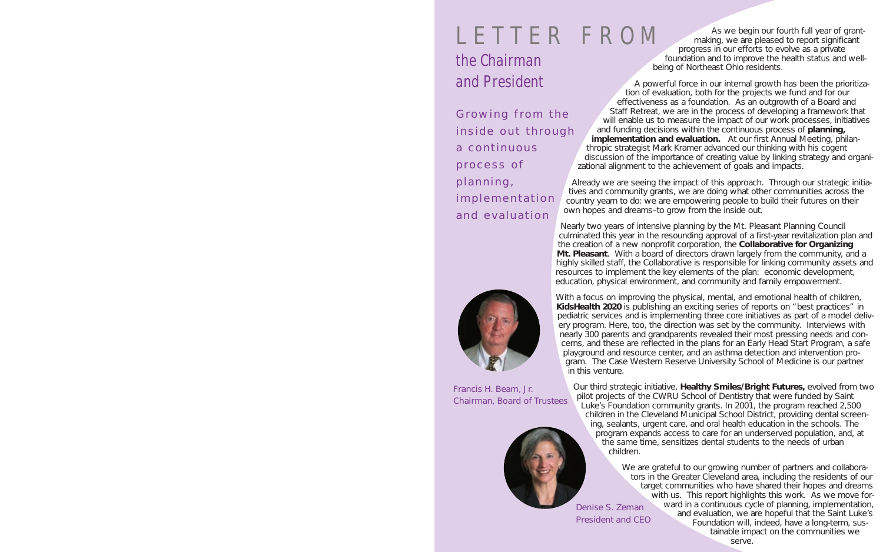# LETTER FROM

## the Chairman and President

### Growing from the inside out through a continuous process of planning, implementation and evaluation

As we begin our fourth full year of grant-making, we are pleased to report significant progress in our efforts to evolve as a private foundation and to improve the health status and well-being of Northeast Ohio residents.

A powerful force in our internal growth has been the prioritization of evaluation, both for the projects we fund and for our effectiveness as a foundation. As an outgrowth of a Board and Staff Retreat, we are in the process of developing a framework that will enable us to measure the impact of our work processes, initiatives and funding decisions within the continuous process of **planning, implementation and evaluation.** At our first Annual Meeting, philanthropic strategist Mark Kramer advanced our thinking with his cogent discussion of the importance of creating value by linking strategy and organizational alignment to the achievement of goals and impacts.

Already we are seeing the impact of this approach. Through our strategic initiatives and community grants, we are doing what other communities across the country yearn to do: we are empowering people to build their futures on their own hopes and dreams–to grow from the inside out.

Nearly two years of intensive planning by the Mt. Pleasant Planning Council culminated this year in the resounding approval of a first-year revitalization plan and the creation of a new nonprofit corporation, the **Collaborative for Organizing Mt. Pleasant**. With a board of directors drawn largely from the community, and a highly skilled staff, the Collaborative is responsible for linking community assets and resources to implement the key elements of the plan: economic development, education, physical environment, and community and family empowerment.

With a focus on improving the physical, mental, and emotional health of children, **KidsHealth 2020** is publishing an exciting series of reports on "best practices" in pediatric services and is implementing three core initiatives as part of a model delivery program. Here, too, the direction was set by the community. Interviews with nearly 300 parents and grandparents revealed their most pressing needs and concerns, and these are reflected in the plans for an Early Head Start Program, a safe playground and resource center, and an asthma detection and intervention program. The Case Western Reserve University School of Medicine is our partner in this venture.

Our third strategic initiative, **Healthy Smiles/Bright Futures,** evolved from two pilot projects of the CWRU School of Dentistry that were funded by Saint Luke's Foundation community grants. In 2001, the program reached 2,500 children in the Cleveland Municipal School District, providing dental screening, sealants, urgent care, and oral health education in the schools. The program expands access to care for an underserved population, and, at the same time, sensitizes dental students to the needs of urban children.

We are grateful to our growing number of partners and collaborators in the Greater Cleveland area, including the residents of our target communities who have shared their hopes and dreams with us. This report highlights this work. As we move forward in a continuous cycle of planning, implementation, and evaluation, we are hopeful that the Saint Luke's Foundation will, indeed, have a long-term, sustainable impact on the communities we serve.

Francis H. Beam, Jr.
Chairman, Board of Trustees

Denise S. Zeman
President and CEO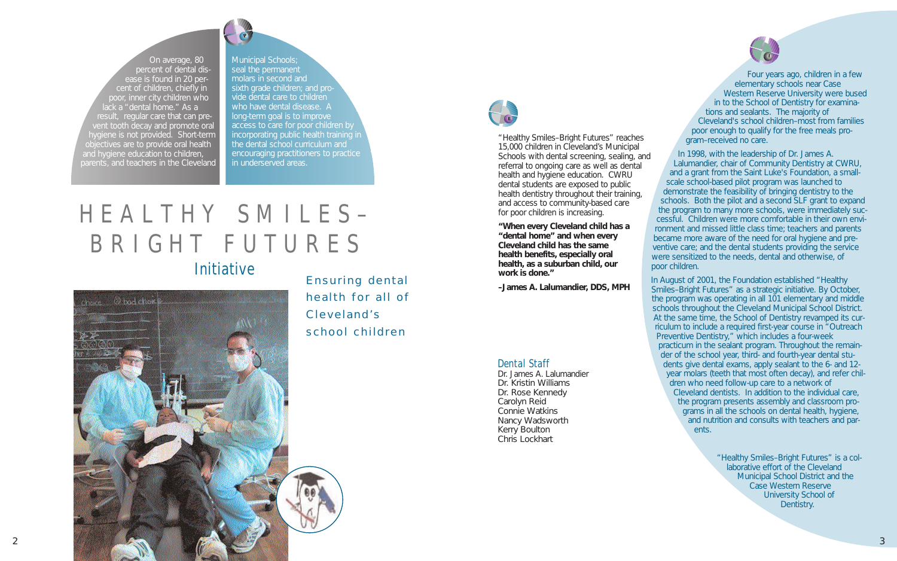# HEALTHY SMILES–BRIGHT FUTURES Initiative

## Ensuring dental health for all of Cleveland's school children

On average, 80 percent of dental disease is found in 20 percent of children, chiefly in poor, inner city children who lack a "dental home." As a result, regular care that can prevent tooth decay and promote oral hygiene is not provided. Short-term objectives are to provide oral health and hygiene education to children, parents, and teachers in the Cleveland Municipal Schools; seal the permanent molars in second and sixth grade children; and provide dental care to children who have dental disease. A long-term goal is to improve access to care for poor children by incorporating public health training in the dental school curriculum and encouraging practitioners to practice in underserved areas.

"Healthy Smiles–Bright Futures" reaches 15,000 children in Cleveland's Municipal Schools with dental screening, sealing, and referral to ongoing care as well as dental health and hygiene education. CWRU dental students are exposed to public health dentistry throughout their training, and access to community-based care for poor children is increasing.

**"When every Cleveland child has a "dental home" and when every Cleveland child has the same health benefits, especially oral health, as a suburban child, our work is done."**

**–James A. Lalumandier, DDS, MPH**

### Dental Staff

Dr. James A. Lalumandier
Dr. Kristin Williams
Dr. Rose Kennedy
Carolyn Reid
Connie Watkins
Nancy Wadsworth
Kerry Boulton
Chris Lockhart

Four years ago, children in a few elementary schools near Case Western Reserve University were bused in to the School of Dentistry for examinations and sealants. The majority of Cleveland's school children–most from families poor enough to qualify for the free meals program–received no care.

In 1998, with the leadership of Dr. James A. Lalumandier, chair of Community Dentistry at CWRU, and a grant from the Saint Luke's Foundation, a small-scale school-based pilot program was launched to demonstrate the feasibility of bringing dentistry to the schools. Both the pilot and a second SLF grant to expand the program to many more schools, were immediately successful. Children were more comfortable in their own environment and missed little class time; teachers and parents became more aware of the need for oral hygiene and preventive care; and the dental students providing the service were sensitized to the needs, dental and otherwise, of poor children.

In August of 2001, the Foundation established "Healthy Smiles–Bright Futures" as a strategic initiative. By October, the program was operating in all 101 elementary and middle schools throughout the Cleveland Municipal School District. At the same time, the School of Dentistry revamped its curriculum to include a required first-year course in "Outreach Preventive Dentistry," which includes a four-week practicum in the sealant program. Throughout the remainder of the school year, third- and fourth-year dental students give dental exams, apply sealant to the 6- and 12-year molars (teeth that most often decay), and refer children who need follow-up care to a network of Cleveland dentists. In addition to the individual care, the program presents assembly and classroom programs in all the schools on dental health, hygiene, and nutrition and consults with teachers and parents.

"Healthy Smiles–Bright Futures" is a collaborative effort of the Cleveland Municipal School District and the Case Western Reserve University School of Dentistry.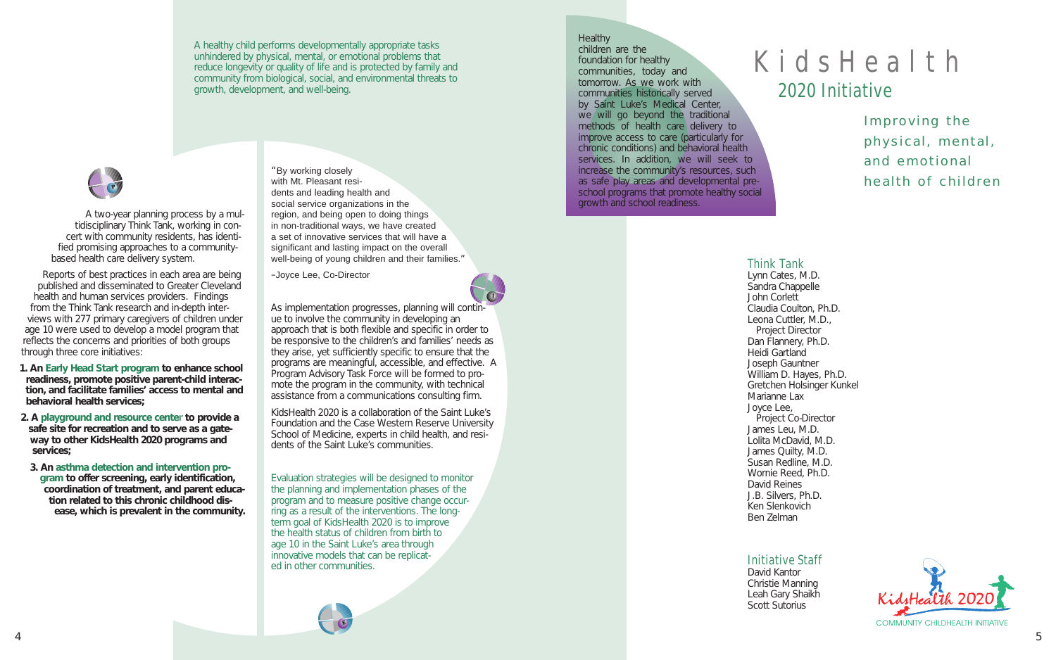A healthy child performs developmentally appropriate tasks unhindered by physical, mental, or emotional problems that reduce longevity or quality of life and is protected by family and community from biological, social, and environmental threats to growth, development, and well-being.

A two-year planning process by a multidisciplinary Think Tank, working in concert with community residents, has identified promising approaches to a community-based health care delivery system.

Reports of best practices in each area are being published and disseminated to Greater Cleveland health and human services providers. Findings from the Think Tank research and in-depth interviews with 277 primary caregivers of children under age 10 were used to develop a model program that reflects the concerns and priorities of both groups through three core initiatives:

1. **An Early Head Start program to enhance school readiness, promote positive parent-child interaction, and facilitate families' access to mental and behavioral health services;**
2. **A playground and resource center to provide a safe site for recreation and to serve as a gateway to other KidsHealth 2020 programs and services;**
3. **An asthma detection and intervention program to offer screening, early identification, coordination of treatment, and parent education related to this chronic childhood disease, which is prevalent in the community.**

"By working closely with Mt. Pleasant residents and leading health and social service organizations in the region, and being open to doing things in non-traditional ways, we have created a set of innovative services that will have a significant and lasting impact on the overall well-being of young children and their families."

–Joyce Lee, Co-Director

As implementation progresses, planning will continue to involve the community in developing an approach that is both flexible and specific in order to be responsive to the children's and families' needs as they arise, yet sufficiently specific to ensure that the programs are meaningful, accessible, and effective. A Program Advisory Task Force will be formed to promote the program in the community, with technical assistance from a communications consulting firm.

KidsHealth 2020 is a collaboration of the Saint Luke's Foundation and the Case Western Reserve University School of Medicine, experts in child health, and residents of the Saint Luke's communities.

Evaluation strategies will be designed to monitor the planning and implementation phases of the program and to measure positive change occurring as a result of the interventions. The long-term goal of KidsHealth 2020 is to improve the health status of children from birth to age 10 in the Saint Luke's area through innovative models that can be replicated in other communities.

Healthy children are the foundation for healthy communities, today and tomorrow. As we work with communities historically served by Saint Luke's Medical Center, we will go beyond the traditional methods of health care delivery to improve access to care (particularly for chronic conditions) and behavioral health services. In addition, we will seek to increase the community's resources, such as safe play areas and developmental preschool programs that promote healthy social growth and school readiness.

# KidsHealth

## 2020 Initiative

Improving the physical, mental, and emotional health of children

### Think Tank

Lynn Cates, M.D.
Sandra Chappelle
John Corlett
Claudia Coulton, Ph.D.
Leona Cuttler, M.D., Project Director
Dan Flannery, Ph.D.
Heidi Gartland
Joseph Gauntner
William D. Hayes, Ph.D.
Gretchen Holsinger Kunkel
Marianne Lax
Joyce Lee, Project Co-Director
James Leu, M.D.
Lolita McDavid, M.D.
James Quilty, M.D.
Susan Redline, M.D.
Wornie Reed, Ph.D.
David Reines
J.B. Silvers, Ph.D.
Ken Slenkovich
Ben Zelman

### Initiative Staff

David Kantor
Christie Manning
Leah Gary Shaikh
Scott Sutorius

KidsHealth 2020
COMMUNITY CHILDHEALTH INITIATIVE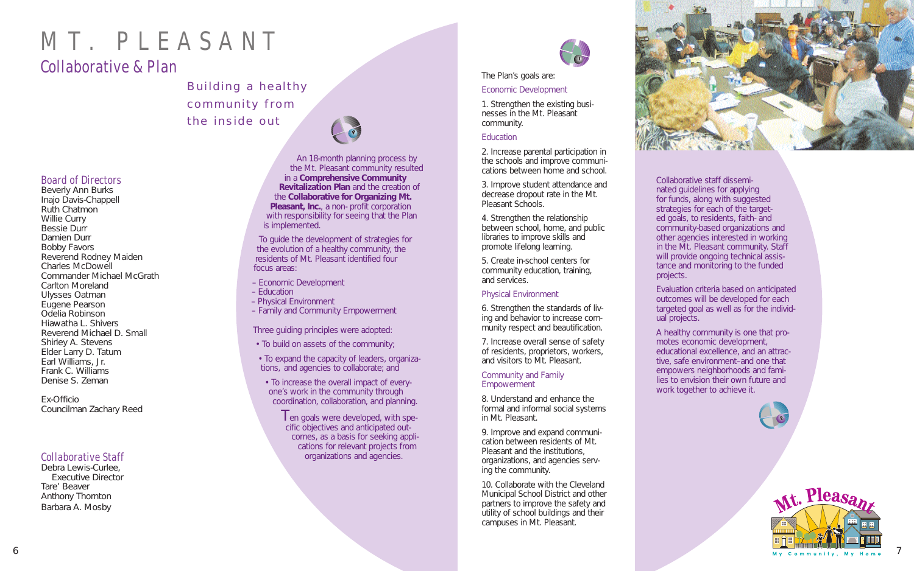# MT. PLEASANT

## Collaborative & Plan

Building a healthy community from the inside out

### Board of Directors

Beverly Ann Burks
Inajo Davis-Chappell
Ruth Chatmon
Willie Curry
Bessie Durr
Damien Durr
Bobby Favors
Reverend Rodney Maiden
Charles McDowell
Commander Michael McGrath
Carlton Moreland
Ulysses Oatman
Eugene Pearson
Odelia Robinson
Hiawatha L. Shivers
Reverend Michael D. Small
Shirley A. Stevens
Elder Larry D. Tatum
Earl Williams, Jr.
Frank C. Williams
Denise S. Zeman

Ex-Officio
Councilman Zachary Reed

### Collaborative Staff

Debra Lewis-Curlee,
Executive Director
Tare' Beaver
Anthony Thornton
Barbara A. Mosby

An 18-month planning process by the Mt. Pleasant community resulted in a **Comprehensive Community Revitalization Plan** and the creation of the **Collaborative for Organizing Mt. Pleasant, Inc.**, a non- profit corporation with responsibility for seeing that the Plan is implemented.

To guide the development of strategies for the evolution of a healthy community, the residents of Mt. Pleasant identified four focus areas:

– Economic Development
– Education
– Physical Environment
– Family and Community Empowerment

Three guiding principles were adopted:

- To build on assets of the community;
- To expand the capacity of leaders, organizations, and agencies to collaborate; and
- To increase the overall impact of everyone's work in the community through coordination, collaboration, and planning.

Ten goals were developed, with specific objectives and anticipated outcomes, as a basis for seeking applications for relevant projects from organizations and agencies.

The Plan's goals are:

### Economic Development

1. Strengthen the existing businesses in the Mt. Pleasant community.

### Education

2. Increase parental participation in the schools and improve communications between home and school.

3. Improve student attendance and decrease dropout rate in the Mt. Pleasant Schools.

4. Strengthen the relationship between school, home, and public libraries to improve skills and promote lifelong learning.

5. Create in-school centers for community education, training, and services.

### Physical Environment

6. Strengthen the standards of living and behavior to increase community respect and beautification.

7. Increase overall sense of safety of residents, proprietors, workers, and visitors to Mt. Pleasant.

### Community and Family Empowerment

8. Understand and enhance the formal and informal social systems in Mt. Pleasant.

9. Improve and expand communication between residents of Mt. Pleasant and the institutions, organizations, and agencies serving the community.

10. Collaborate with the Cleveland Municipal School District and other partners to improve the safety and utility of school buildings and their campuses in Mt. Pleasant.

Collaborative staff disseminated guidelines for applying for funds, along with suggested strategies for each of the targeted goals, to residents, faith- and community-based organizations and other agencies interested in working in the Mt. Pleasant community. Staff will provide ongoing technical assistance and monitoring to the funded projects.

Evaluation criteria based on anticipated outcomes will be developed for each targeted goal as well as for the individual projects.

A healthy community is one that promotes economic development, educational excellence, and an attractive, safe environment–and one that empowers neighborhoods and families to envision their own future and work together to achieve it.

Mt. Pleasant
My Community, My Home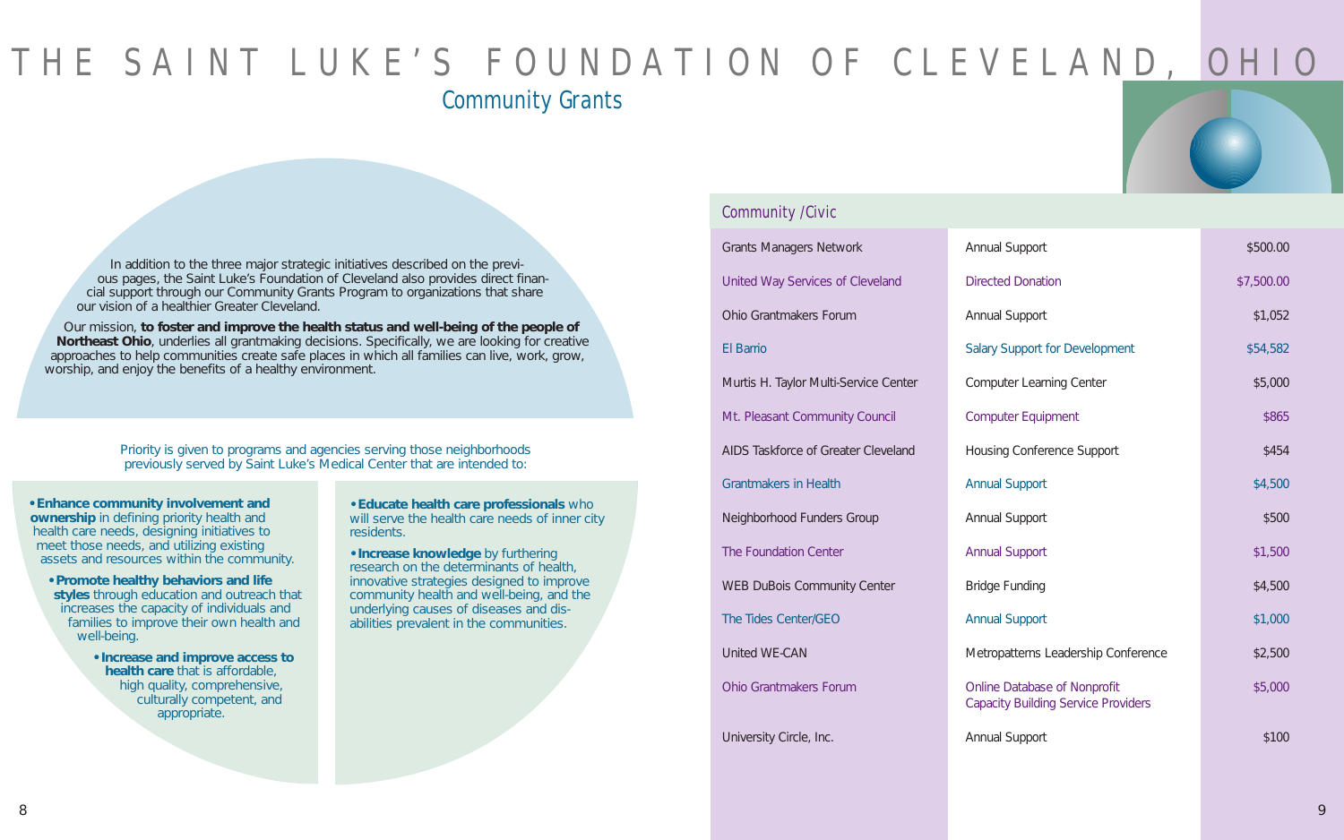# THE SAINT LUKE'S FOUNDATION OF CLEVELAND, OHIO

## Community Grants

In addition to the three major strategic initiatives described on the previous pages, the Saint Luke's Foundation of Cleveland also provides direct financial support through our Community Grants Program to organizations that share our vision of a healthier Greater Cleveland.

Our mission, **to foster and improve the health status and well-being of the people of Northeast Ohio**, underlies all grantmaking decisions. Specifically, we are looking for creative approaches to help communities create safe places in which all families can live, work, grow, worship, and enjoy the benefits of a healthy environment.

Priority is given to programs and agencies serving those neighborhoods previously served by Saint Luke's Medical Center that are intended to:

- **Enhance community involvement and ownership** in defining priority health and health care needs, designing initiatives to meet those needs, and utilizing existing assets and resources within the community.
- **Promote healthy behaviors and life styles** through education and outreach that increases the capacity of individuals and families to improve their own health and well-being.
- **Increase and improve access to health care** that is affordable, high quality, comprehensive, culturally competent, and appropriate.
- **Educate health care professionals** who will serve the health care needs of inner city residents.
- **Increase knowledge** by furthering research on the determinants of health, innovative strategies designed to improve community health and well-being, and the underlying causes of diseases and disabilities prevalent in the communities.

### Community /Civic

| Organization | Purpose | Amount |
|---|---|---|
| Grants Managers Network | Annual Support | $500.00 |
| United Way Services of Cleveland | Directed Donation | $7,500.00 |
| Ohio Grantmakers Forum | Annual Support | $1,052 |
| El Barrio | Salary Support for Development | $54,582 |
| Murtis H. Taylor Multi-Service Center | Computer Learning Center | $5,000 |
| Mt. Pleasant Community Council | Computer Equipment | $865 |
| AIDS Taskforce of Greater Cleveland | Housing Conference Support | $454 |
| Grantmakers in Health | Annual Support | $4,500 |
| Neighborhood Funders Group | Annual Support | $500 |
| The Foundation Center | Annual Support | $1,500 |
| WEB DuBois Community Center | Bridge Funding | $4,500 |
| The Tides Center/GEO | Annual Support | $1,000 |
| United WE-CAN | Metropatterns Leadership Conference | $2,500 |
| Ohio Grantmakers Forum | Online Database of Nonprofit Capacity Building Service Providers | $5,000 |
| University Circle, Inc. | Annual Support | $100 |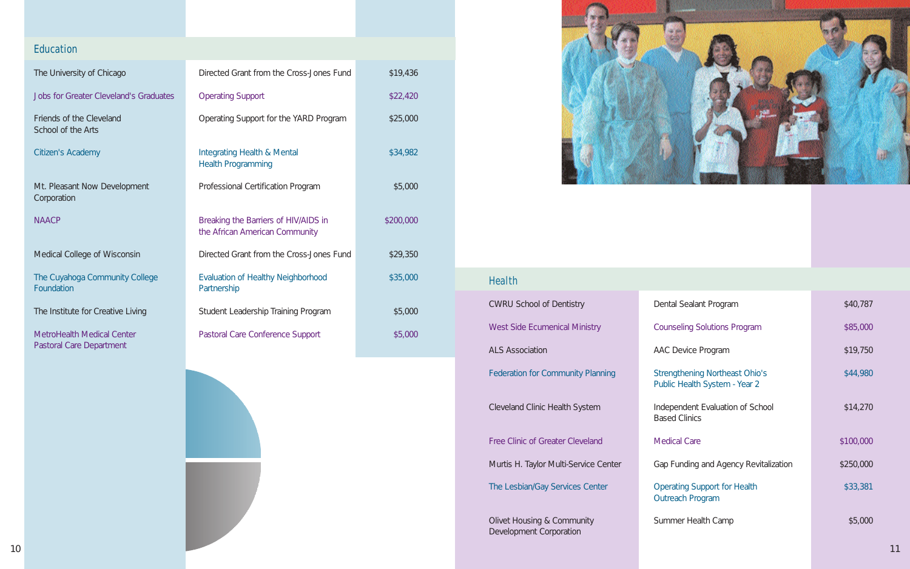## Education

| Organization | Program | Amount |
| --- | --- | --- |
| The University of Chicago | Directed Grant from the Cross-Jones Fund | $19,436 |
| Jobs for Greater Cleveland's Graduates | Operating Support | $22,420 |
| Friends of the Cleveland School of the Arts | Operating Support for the YARD Program | $25,000 |
| Citizen's Academy | Integrating Health & Mental Health Programming | $34,982 |
| Mt. Pleasant Now Development Corporation | Professional Certification Program | $5,000 |
| NAACP | Breaking the Barriers of HIV/AIDS in the African American Community | $200,000 |
| Medical College of Wisconsin | Directed Grant from the Cross-Jones Fund | $29,350 |
| The Cuyahoga Community College Foundation | Evaluation of Healthy Neighborhood Partnership | $35,000 |
| The Institute for Creative Living | Student Leadership Training Program | $5,000 |
| MetroHealth Medical Center Pastoral Care Department | Pastoral Care Conference Support | $5,000 |

## Health

| Organization | Program | Amount |
| --- | --- | --- |
| CWRU School of Dentistry | Dental Sealant Program | $40,787 |
| West Side Ecumenical Ministry | Counseling Solutions Program | $85,000 |
| ALS Association | AAC Device Program | $19,750 |
| Federation for Community Planning | Strengthening Northeast Ohio's Public Health System - Year 2 | $44,980 |
| Cleveland Clinic Health System | Independent Evaluation of School Based Clinics | $14,270 |
| Free Clinic of Greater Cleveland | Medical Care | $100,000 |
| Murtis H. Taylor Multi-Service Center | Gap Funding and Agency Revitalization | $250,000 |
| The Lesbian/Gay Services Center | Operating Support for Health Outreach Program | $33,381 |
| Olivet Housing & Community Development Corporation | Summer Health Camp | $5,000 |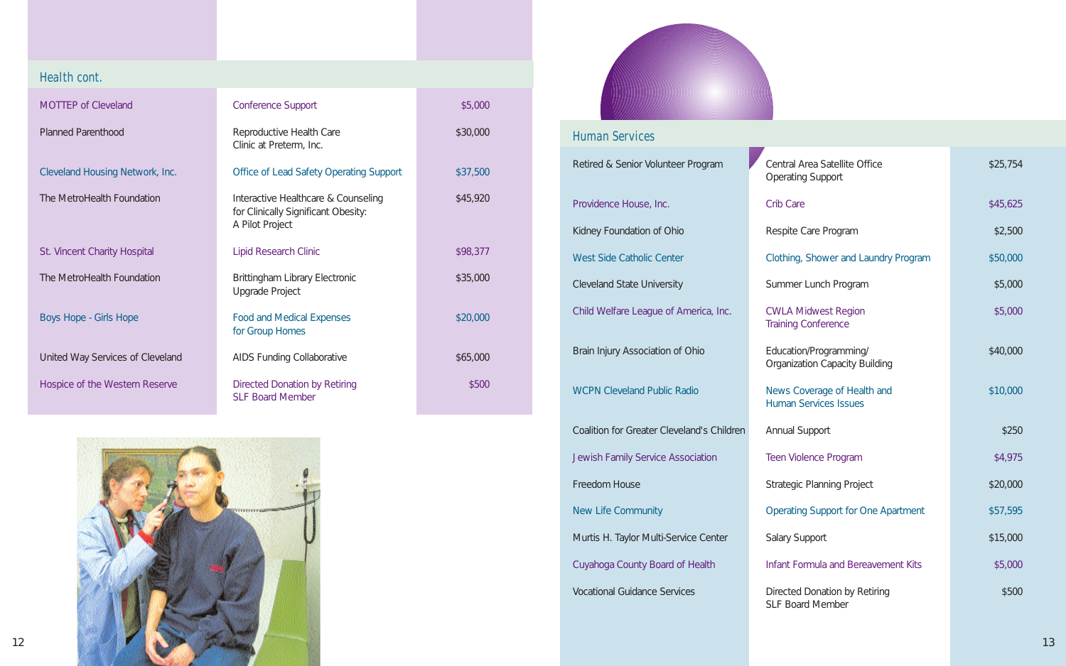## Health cont.

| Organization | Purpose | Amount |
|---|---|---|
| MOTTEP of Cleveland | Conference Support | $5,000 |
| Planned Parenthood | Reproductive Health Care Clinic at Preterm, Inc. | $30,000 |
| Cleveland Housing Network, Inc. | Office of Lead Safety Operating Support | $37,500 |
| The MetroHealth Foundation | Interactive Healthcare & Counseling for Clinically Significant Obesity: A Pilot Project | $45,920 |
| St. Vincent Charity Hospital | Lipid Research Clinic | $98,377 |
| The MetroHealth Foundation | Brittingham Library Electronic Upgrade Project | $35,000 |
| Boys Hope - Girls Hope | Food and Medical Expenses for Group Homes | $20,000 |
| United Way Services of Cleveland | AIDS Funding Collaborative | $65,000 |
| Hospice of the Western Reserve | Directed Donation by Retiring SLF Board Member | $500 |

## Human Services

| Organization | Purpose | Amount |
|---|---|---|
| Retired & Senior Volunteer Program | Central Area Satellite Office Operating Support | $25,754 |
| Providence House, Inc. | Crib Care | $45,625 |
| Kidney Foundation of Ohio | Respite Care Program | $2,500 |
| West Side Catholic Center | Clothing, Shower and Laundry Program | $50,000 |
| Cleveland State University | Summer Lunch Program | $5,000 |
| Child Welfare League of America, Inc. | CWLA Midwest Region Training Conference | $5,000 |
| Brain Injury Association of Ohio | Education/Programming/ Organization Capacity Building | $40,000 |
| WCPN Cleveland Public Radio | News Coverage of Health and Human Services Issues | $10,000 |
| Coalition for Greater Cleveland's Children | Annual Support | $250 |
| Jewish Family Service Association | Teen Violence Program | $4,975 |
| Freedom House | Strategic Planning Project | $20,000 |
| New Life Community | Operating Support for One Apartment | $57,595 |
| Murtis H. Taylor Multi-Service Center | Salary Support | $15,000 |
| Cuyahoga County Board of Health | Infant Formula and Bereavement Kits | $5,000 |
| Vocational Guidance Services | Directed Donation by Retiring SLF Board Member | $500 |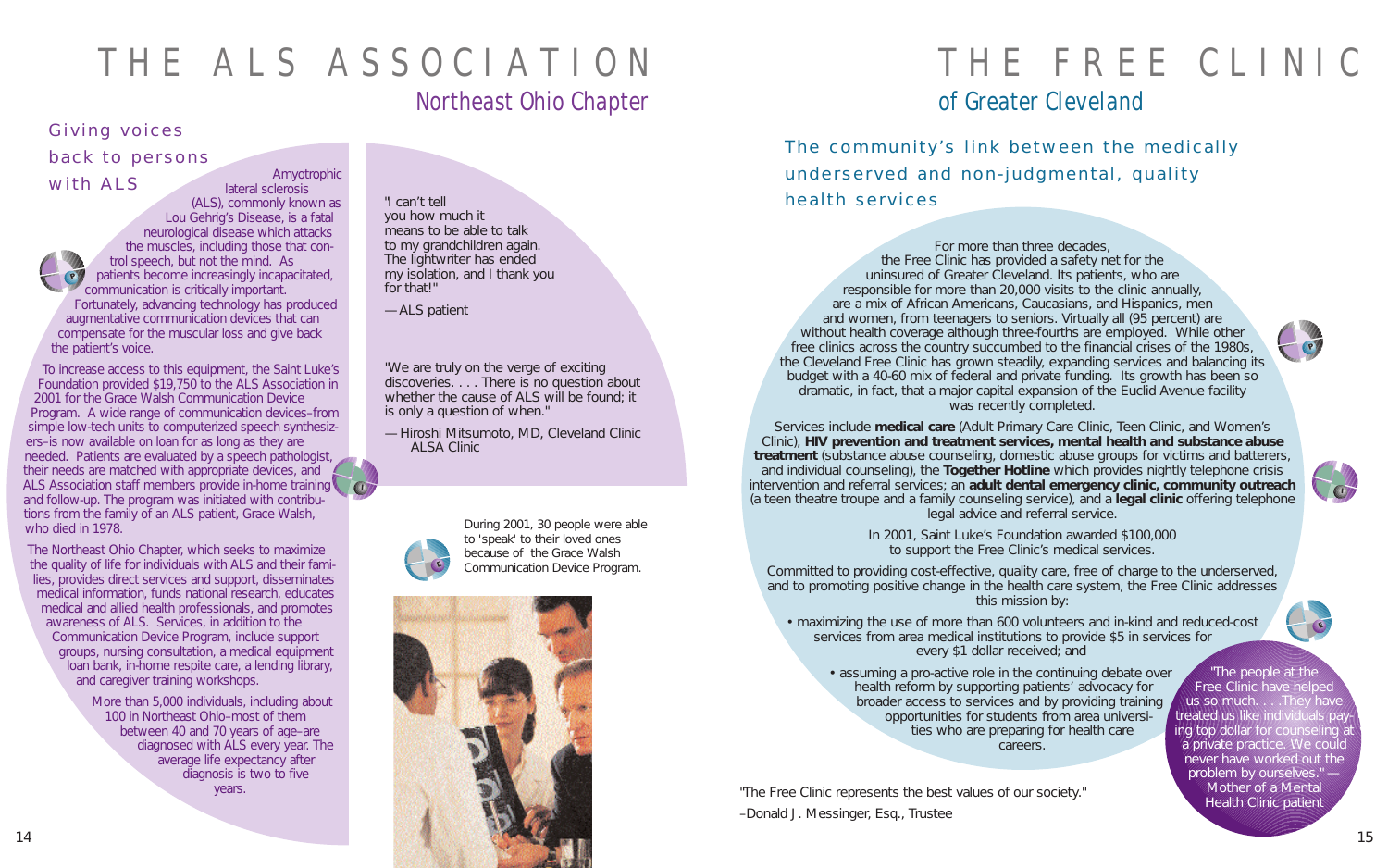# THE ALS ASSOCIATION

## Northeast Ohio Chapter

### Giving voices back to persons with ALS

Amyotrophic lateral sclerosis (ALS), commonly known as Lou Gehrig's Disease, is a fatal neurological disease which attacks the muscles, including those that control speech, but not the mind. As patients become increasingly incapacitated, communication is critically important. Fortunately, advancing technology has produced augmentative communication devices that can compensate for the muscular loss and give back the patient's voice.

To increase access to this equipment, the Saint Luke's Foundation provided $19,750 to the ALS Association in 2001 for the Grace Walsh Communication Device Program. A wide range of communication devices–from simple low-tech units to computerized speech synthesizers–is now available on loan for as long as they are needed. Patients are evaluated by a speech pathologist, their needs are matched with appropriate devices, and ALS Association staff members provide in-home training and follow-up. The program was initiated with contributions from the family of an ALS patient, Grace Walsh, who died in 1978.

The Northeast Ohio Chapter, which seeks to maximize the quality of life for individuals with ALS and their families, provides direct services and support, disseminates medical information, funds national research, educates medical and allied health professionals, and promotes awareness of ALS. Services, in addition to the Communication Device Program, include support groups, nursing consultation, a medical equipment loan bank, in-home respite care, a lending library, and caregiver training workshops.

More than 5,000 individuals, including about 100 in Northeast Ohio–most of them between 40 and 70 years of age–are diagnosed with ALS every year. The average life expectancy after diagnosis is two to five years.

"I can't tell you how much it means to be able to talk to my grandchildren again. The lightwriter has ended my isolation, and I thank you for that!"

—ALS patient

"We are truly on the verge of exciting discoveries. . . . There is no question about whether the cause of ALS will be found; it is only a question of when."

—Hiroshi Mitsumoto, MD, Cleveland Clinic ALSA Clinic

During 2001, 30 people were able to 'speak' to their loved ones because of the Grace Walsh Communication Device Program.

# THE FREE CLINIC

## of Greater Cleveland

### The community's link between the medically underserved and non-judgmental, quality health services

For more than three decades, the Free Clinic has provided a safety net for the uninsured of Greater Cleveland. Its patients, who are responsible for more than 20,000 visits to the clinic annually, are a mix of African Americans, Caucasians, and Hispanics, men and women, from teenagers to seniors. Virtually all (95 percent) are without health coverage although three-fourths are employed. While other free clinics across the country succumbed to the financial crises of the 1980s, the Cleveland Free Clinic has grown steadily, expanding services and balancing its budget with a 40-60 mix of federal and private funding. Its growth has been so dramatic, in fact, that a major capital expansion of the Euclid Avenue facility was recently completed.

Services include **medical care** (Adult Primary Care Clinic, Teen Clinic, and Women's Clinic), **HIV prevention and treatment services, mental health and substance abuse treatment** (substance abuse counseling, domestic abuse groups for victims and batterers, and individual counseling), the **Together Hotline** which provides nightly telephone crisis intervention and referral services; an **adult dental emergency clinic, community outreach** (a teen theatre troupe and a family counseling service), and a **legal clinic** offering telephone legal advice and referral service.

In 2001, Saint Luke's Foundation awarded $100,000 to support the Free Clinic's medical services.

Committed to providing cost-effective, quality care, free of charge to the underserved, and to promoting positive change in the health care system, the Free Clinic addresses this mission by:

- maximizing the use of more than 600 volunteers and in-kind and reduced-cost services from area medical institutions to provide $5 in services for every $1 dollar received; and
- assuming a pro-active role in the continuing debate over health reform by supporting patients' advocacy for broader access to services and by providing training opportunities for students from area universities who are preparing for health care careers.

"The people at the Free Clinic have helped us so much. . . .They have treated us like individuals paying top dollar for counseling at a private practice. We could never have worked out the problem by ourselves." — Mother of a Mental Health Clinic patient

"The Free Clinic represents the best values of our society."

–Donald J. Messinger, Esq., Trustee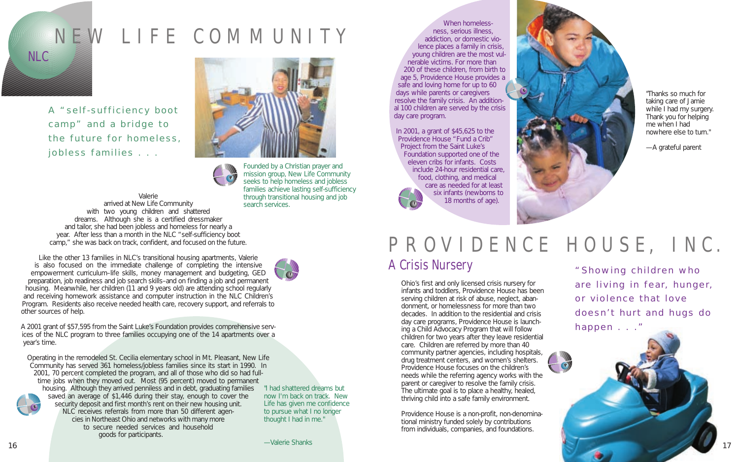# NEW LIFE COMMUNITY

NLC

A "self-sufficiency boot camp" and a bridge to the future for homeless, jobless families . . .

Founded by a Christian prayer and mission group, New Life Community seeks to help homeless and jobless families achieve lasting self-sufficiency through transitional housing and job search services.

Valerie arrived at New Life Community with two young children and shattered dreams. Although she is a certified dressmaker and tailor, she had been jobless and homeless for nearly a year. After less than a month in the NLC "self-sufficiency boot camp," she was back on track, confident, and focused on the future.

Like the other 13 families in NLC's transitional housing apartments, Valerie is also focused on the immediate challenge of completing the intensive empowerment curriculum–life skills, money management and budgeting, GED preparation, job readiness and job search skills–and on finding a job and permanent housing. Meanwhile, her children (11 and 9 years old) are attending school regularly and receiving homework assistance and computer instruction in the NLC Children's Program. Residents also receive needed health care, recovery support, and referrals to other sources of help.

A 2001 grant of $57,595 from the Saint Luke's Foundation provides comprehensive services of the NLC program to three families occupying one of the 14 apartments over a year's time.

Operating in the remodeled St. Cecilia elementary school in Mt. Pleasant, New Life Community has served 361 homeless/jobless families since its start in 1990. In 2001, 70 percent completed the program, and all of those who did so had full-time jobs when they moved out. Most (95 percent) moved to permanent housing. Although they arrived penniless and in debt, graduating families saved an average of $1,446 during their stay, enough to cover the security deposit and first month's rent on their new housing unit. NLC receives referrals from more than 50 different agencies in Northeast Ohio and networks with many more to secure needed services and household goods for participants.

"I had shattered dreams but now I'm back on track. New Life has given me confidence to pursue what I no longer thought I had in me."

—Valerie Shanks

When homelessness, serious illness, addiction, or domestic violence places a family in crisis, young children are the most vulnerable victims. For more than 200 of these children, from birth to age 5, Providence House provides a safe and loving home for up to 60 days while parents or caregivers resolve the family crisis. An additional 100 children are served by the crisis day care program.

In 2001, a grant of $45,625 to the Providence House "Fund a Crib" Project from the Saint Luke's Foundation supported one of the eleven cribs for infants. Costs include 24-hour residential care, food, clothing, and medical care as needed for at least six infants (newborns to 18 months of age).

"Thanks so much for taking care of Jamie while I had my surgery. Thank you for helping me when I had nowhere else to turn."

—A grateful parent

# PROVIDENCE HOUSE, INC.

## A Crisis Nursery

Ohio's first and only licensed crisis nursery for infants and toddlers, Providence House has been serving children at risk of abuse, neglect, abandonment, or homelessness for more than two decades. In addition to the residential and crisis day care programs, Providence House is launching a Child Advocacy Program that will follow children for two years after they leave residential care. Children are referred by more than 40 community partner agencies, including hospitals, drug treatment centers, and women's shelters. Providence House focuses on the children's needs while the referring agency works with the parent or caregiver to resolve the family crisis. The ultimate goal is to place a healthy, healed, thriving child into a safe family environment.

Providence House is a non-profit, non-denominational ministry funded solely by contributions from individuals, companies, and foundations.

"Showing children who are living in fear, hunger, or violence that love doesn't hurt and hugs do happen . . ."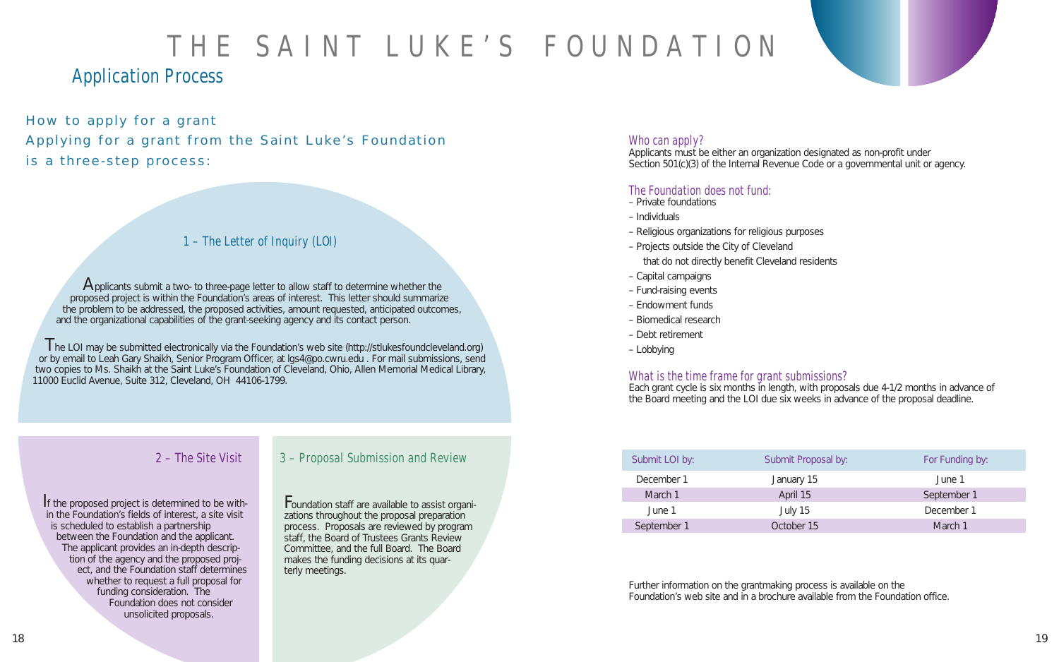# THE SAINT LUKE'S FOUNDATION

## Application Process

### How to apply for a grant

Applying for a grant from the Saint Luke's Foundation is a three-step process:

#### 1 – The Letter of Inquiry (LOI)

Applicants submit a two- to three-page letter to allow staff to determine whether the proposed project is within the Foundation's areas of interest. This letter should summarize the problem to be addressed, the proposed activities, amount requested, anticipated outcomes, and the organizational capabilities of the grant-seeking agency and its contact person.

The LOI may be submitted electronically via the Foundation's web site (http://stlukesfoundcleveland.org) or by email to Leah Gary Shaikh, Senior Program Officer, at lgs4@po.cwru.edu . For mail submissions, send two copies to Ms. Shaikh at the Saint Luke's Foundation of Cleveland, Ohio, Allen Memorial Medical Library, 11000 Euclid Avenue, Suite 312, Cleveland, OH 44106-1799.

#### 2 – The Site Visit

If the proposed project is determined to be within the Foundation's fields of interest, a site visit is scheduled to establish a partnership between the Foundation and the applicant. The applicant provides an in-depth description of the agency and the proposed project, and the Foundation staff determines whether to request a full proposal for funding consideration. The Foundation does not consider unsolicited proposals.

#### 3 – Proposal Submission and Review

Foundation staff are available to assist organizations throughout the proposal preparation process. Proposals are reviewed by program staff, the Board of Trustees Grants Review Committee, and the full Board. The Board makes the funding decisions at its quarterly meetings.

### Who can apply?

Applicants must be either an organization designated as non-profit under Section 501(c)(3) of the Internal Revenue Code or a governmental unit or agency.

### The Foundation does not fund:

- Private foundations
- Individuals
- Religious organizations for religious purposes
- Projects outside the City of Cleveland that do not directly benefit Cleveland residents
- Capital campaigns
- Fund-raising events
- Endowment funds
- Biomedical research
- Debt retirement
- Lobbying

### What is the time frame for grant submissions?

Each grant cycle is six months in length, with proposals due 4-1/2 months in advance of the Board meeting and the LOI due six weeks in advance of the proposal deadline.

| Submit LOI by: | Submit Proposal by: | For Funding by: |
| --- | --- | --- |
| December 1 | January 15 | June 1 |
| March 1 | April 15 | September 1 |
| June 1 | July 15 | December 1 |
| September 1 | October 15 | March 1 |

Further information on the grantmaking process is available on the Foundation's web site and in a brochure available from the Foundation office.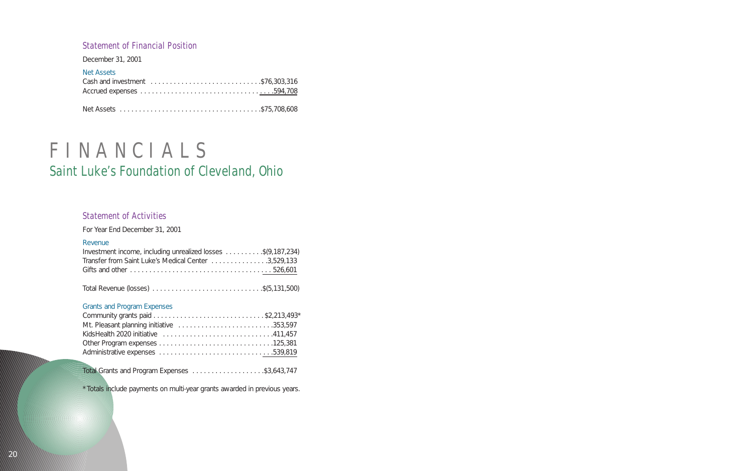# FINANCIALS

## Saint Luke's Foundation of Cleveland, Ohio

### Statement of Financial Position

December 31, 2001

**Net Assets**

| | |
|---|---|
| Cash and investment | $76,303,316 |
| Accrued expenses | 594,708 |
| Net Assets | $75,708,608 |

### Statement of Activities

For Year End December 31, 2001

**Revenue**

| | |
|---|---|
| Investment income, including unrealized losses | $(9,187,234) |
| Transfer from Saint Luke's Medical Center | 3,529,133 |
| Gifts and other | 526,601 |
| Total Revenue (losses) | $(5,131,500) |

**Grants and Program Expenses**

| | |
|---|---|
| Community grants paid | $2,213,493* |
| Mt. Pleasant planning initiative | 353,597 |
| KidsHealth 2020 initiative | 411,457 |
| Other Program expenses | 125,381 |
| Administrative expenses | 539,819 |
| Total Grants and Program Expenses | $3,643,747 |

*Totals include payments on multi-year grants awarded in previous years.